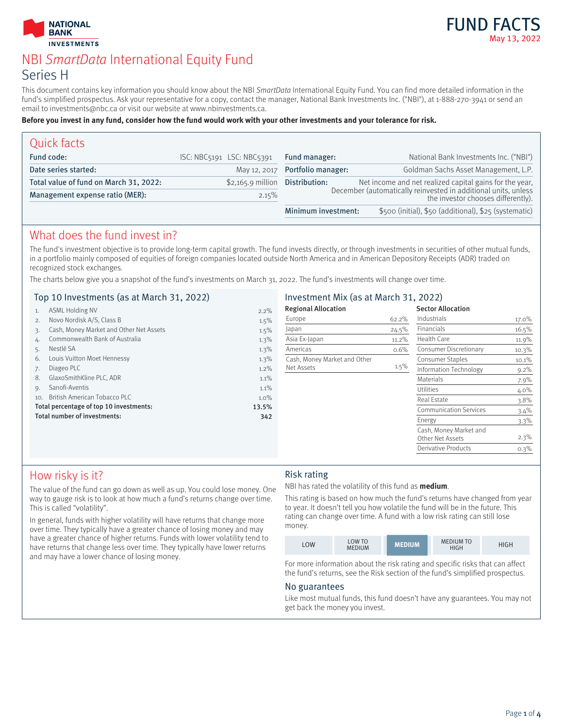NATIONAL BANK INVESTMENTS

# FUND FACTS

May 13, 2022

# NBI *SmartData* International Equity Fund

## Series H

This document contains key information you should know about the NBI *SmartData* International Equity Fund. You can find more detailed information in the fund's simplified prospectus. Ask your representative for a copy, contact the manager, National Bank Investments Inc. ("NBI"), at 1-888-270-3941 or send an email to investments@nbc.ca or visit our website at www.nbinvestments.ca.

**Before you invest in any fund, consider how the fund would work with your other investments and your tolerance for risk.**

## Quick facts

| | |
|---|---|
| Fund code: | ISC: NBC5191 LSC: NBC5391 |
| Date series started: | May 12, 2017 |
| Total value of fund on March 31, 2022: | $2,165.9 million |
| Management expense ratio (MER): | 2.15% |

| | |
|---|---|
| Fund manager: | National Bank Investments Inc. ("NBI") |
| Portfolio manager: | Goldman Sachs Asset Management, L.P. |
| Distribution: | Net income and net realized capital gains for the year, December (automatically reinvested in additional units, unless the investor chooses differently). |
| Minimum investment: | $500 (initial), $50 (additional), $25 (systematic) |

## What does the fund invest in?

The fund's investment objective is to provide long-term capital growth. The fund invests directly, or through investments in securities of other mutual funds, in a portfolio mainly composed of equities of foreign companies located outside North America and in American Depository Receipts (ADR) traded on recognized stock exchanges.

The charts below give you a snapshot of the fund's investments on March 31, 2022. The fund's investments will change over time.

### Top 10 Investments (as at March 31, 2022)

| | | |
|---|---|---|
| 1. | ASML Holding NV | 2.2% |
| 2. | Novo Nordisk A/S, Class B | 1.5% |
| 3. | Cash, Money Market and Other Net Assets | 1.5% |
| 4. | Commonwealth Bank of Australia | 1.3% |
| 5. | Nestlé SA | 1.3% |
| 6. | Louis Vuitton Moet Hennessy | 1.3% |
| 7. | Diageo PLC | 1.2% |
| 8. | GlaxoSmithKline PLC, ADR | 1.1% |
| 9. | Sanofi-Aventis | 1.1% |
| 10. | British American Tobacco PLC | 1.0% |
| | **Total percentage of top 10 investments:** | **13.5%** |
| | **Total number of investments:** | **342** |

### Investment Mix (as at March 31, 2022)

**Regional Allocation**

| | |
|---|---|
| Europe | 62.2% |
| Japan | 24.5% |
| Asia Ex-Japan | 11.2% |
| Americas | 0.6% |
| Cash, Money Market and Other Net Assets | 1.5% |

**Sector Allocation**

| | |
|---|---|
| Industrials | 17.0% |
| Financials | 16.5% |
| Health Care | 11.9% |
| Consumer Discretionary | 10.3% |
| Consumer Staples | 10.1% |
| Information Technology | 9.2% |
| Materials | 7.9% |
| Utilities | 4.0% |
| Real Estate | 3.8% |
| Communication Services | 3.4% |
| Energy | 3.3% |
| Cash, Money Market and Other Net Assets | 2.3% |
| Derivative Products | 0.3% |

## How risky is it?

The value of the fund can go down as well as up. You could lose money. One way to gauge risk is to look at how much a fund's returns change over time. This is called "volatility".

In general, funds with higher volatility will have returns that change more over time. They typically have a greater chance of losing money and may have a greater chance of higher returns. Funds with lower volatility tend to have returns that change less over time. They typically have lower returns and may have a lower chance of losing money.

### Risk rating

NBI has rated the volatility of this fund as **medium**.

This rating is based on how much the fund's returns have changed from year to year. It doesn't tell you how volatile the fund will be in the future. This rating can change over time. A fund with a low risk rating can still lose money.

| LOW | LOW TO MEDIUM | **MEDIUM** | MEDIUM TO HIGH | HIGH |
|---|---|---|---|---|

For more information about the risk rating and specific risks that can affect the fund's returns, see the Risk section of the fund's simplified prospectus.

### No guarantees

Like most mutual funds, this fund doesn't have any guarantees. You may not get back the money you invest.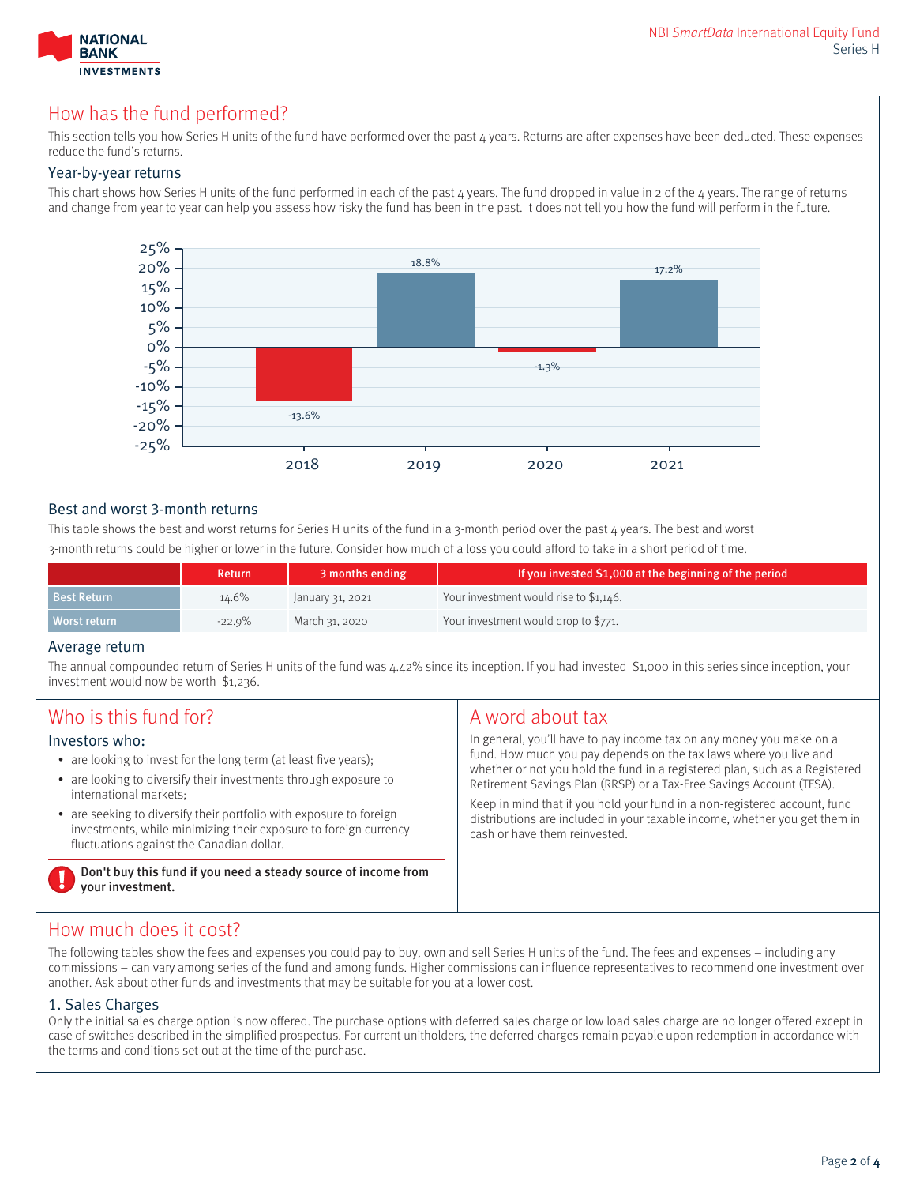## How has the fund performed?

This section tells you how Series H units of the fund have performed over the past 4 years. Returns are after expenses have been deducted. These expenses reduce the fund's returns.

### Year-by-year returns

This chart shows how Series H units of the fund performed in each of the past 4 years. The fund dropped in value in 2 of the 4 years. The range of returns and change from year to year can help you assess how risky the fund has been in the past. It does not tell you how the fund will perform in the future.

| Year | Return |
|---|---|
| 2018 | -13.6% |
| 2019 | 18.8% |
| 2020 | -1.3% |
| 2021 | 17.2% |

### Best and worst 3-month returns

This table shows the best and worst returns for Series H units of the fund in a 3-month period over the past 4 years. The best and worst 3-month returns could be higher or lower in the future. Consider how much of a loss you could afford to take in a short period of time.

| | Return | 3 months ending | If you invested $1,000 at the beginning of the period |
|---|---|---|---|
| Best Return | 14.6% | January 31, 2021 | Your investment would rise to $1,146. |
| Worst return | -22.9% | March 31, 2020 | Your investment would drop to $771. |

### Average return

The annual compounded return of Series H units of the fund was 4.42% since its inception. If you had invested $1,000 in this series since inception, your investment would now be worth $1,236.

## Who is this fund for?

### Investors who:

- are looking to invest for the long term (at least five years);
- are looking to diversify their investments through exposure to international markets;
- are seeking to diversify their portfolio with exposure to foreign investments, while minimizing their exposure to foreign currency fluctuations against the Canadian dollar.

**Don't buy this fund if you need a steady source of income from your investment.**

## A word about tax

In general, you'll have to pay income tax on any money you make on a fund. How much you pay depends on the tax laws where you live and whether or not you hold the fund in a registered plan, such as a Registered Retirement Savings Plan (RRSP) or a Tax-Free Savings Account (TFSA).

Keep in mind that if you hold your fund in a non-registered account, fund distributions are included in your taxable income, whether you get them in cash or have them reinvested.

## How much does it cost?

The following tables show the fees and expenses you could pay to buy, own and sell Series H units of the fund. The fees and expenses – including any commissions – can vary among series of the fund and among funds. Higher commissions can influence representatives to recommend one investment over another. Ask about other funds and investments that may be suitable for you at a lower cost.

### 1. Sales Charges

Only the initial sales charge option is now offered. The purchase options with deferred sales charge or low load sales charge are no longer offered except in case of switches described in the simplified prospectus. For current unitholders, the deferred charges remain payable upon redemption in accordance with the terms and conditions set out at the time of the purchase.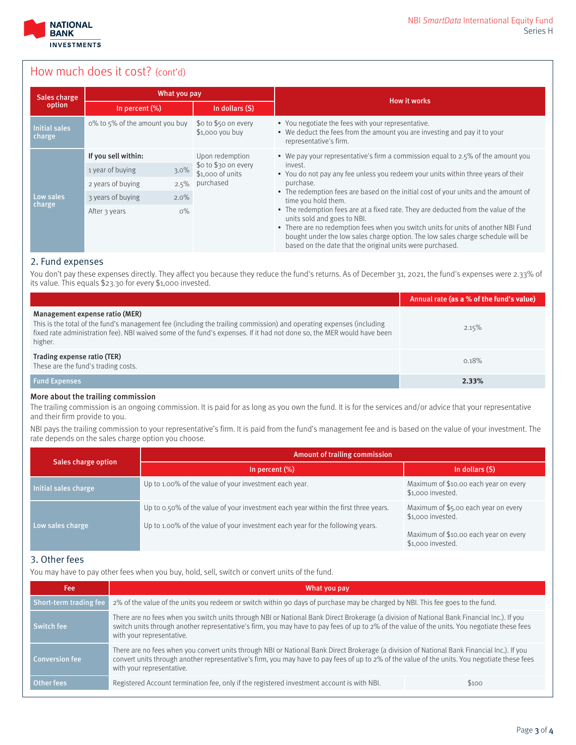## How much does it cost? (cont'd)

| Sales charge option | What you pay | | How it works |
|---|---|---|---|
| | In percent (%) | In dollars ($) | |
| Initial sales charge | 0% to 5% of the amount you buy | $0 to $50 on every $1,000 you buy | • You negotiate the fees with your representative.<br>• We deduct the fees from the amount you are investing and pay it to your representative's firm. |
| Low sales charge | **If you sell within:**<br>1 year of buying 3.0%<br>2 years of buying 2.5%<br>3 years of buying 2.0%<br>After 3 years 0% | Upon redemption $0 to $30 on every $1,000 of units purchased | • We pay your representative's firm a commission equal to 2.5% of the amount you invest.<br>• You do not pay any fee unless you redeem your units within three years of their purchase.<br>• The redemption fees are based on the initial cost of your units and the amount of time you hold them.<br>• The redemption fees are at a fixed rate. They are deducted from the value of the units sold and goes to NBI.<br>• There are no redemption fees when you switch units for units of another NBI Fund bought under the low sales charge option. The low sales charge schedule will be based on the date that the original units were purchased. |

### 2. Fund expenses

You don't pay these expenses directly. They affect you because they reduce the fund's returns. As of December 31, 2021, the fund's expenses were 2.33% of its value. This equals $23.30 for every $1,000 invested.

| | Annual rate (as a % of the fund's value) |
|---|---|
| **Management expense ratio (MER)**<br>This is the total of the fund's management fee (including the trailing commission) and operating expenses (including fixed rate administration fee). NBI waived some of the fund's expenses. If it had not done so, the MER would have been higher. | 2.15% |
| **Trading expense ratio (TER)**<br>These are the fund's trading costs. | 0.18% |
| **Fund Expenses** | **2.33%** |

#### More about the trailing commission

The trailing commission is an ongoing commission. It is paid for as long as you own the fund. It is for the services and/or advice that your representative and their firm provide to you.

NBI pays the trailing commission to your representative's firm. It is paid from the fund's management fee and is based on the value of your investment. The rate depends on the sales charge option you choose.

| Sales charge option | Amount of trailing commission | |
|---|---|---|
| | In percent (%) | In dollars ($) |
| Initial sales charge | Up to 1.00% of the value of your investment each year. | Maximum of $10.00 each year on every $1,000 invested. |
| Low sales charge | Up to 0.50% of the value of your investment each year within the first three years.<br>Up to 1.00% of the value of your investment each year for the following years. | Maximum of $5.00 each year on every $1,000 invested.<br>Maximum of $10.00 each year on every $1,000 invested. |

### 3. Other fees

You may have to pay other fees when you buy, hold, sell, switch or convert units of the fund.

| Fee | What you pay | |
|---|---|---|
| Short-term trading fee | 2% of the value of the units you redeem or switch within 90 days of purchase may be charged by NBI. This fee goes to the fund. | |
| Switch fee | There are no fees when you switch units through NBI or National Bank Direct Brokerage (a division of National Bank Financial Inc.). If you switch units through another representative's firm, you may have to pay fees of up to 2% of the value of the units. You negotiate these fees with your representative. | |
| Conversion fee | There are no fees when you convert units through NBI or National Bank Direct Brokerage (a division of National Bank Financial Inc.). If you convert units through another representative's firm, you may have to pay fees of up to 2% of the value of the units. You negotiate these fees with your representative. | |
| Other fees | Registered Account termination fee, only if the registered investment account is with NBI. | $100 |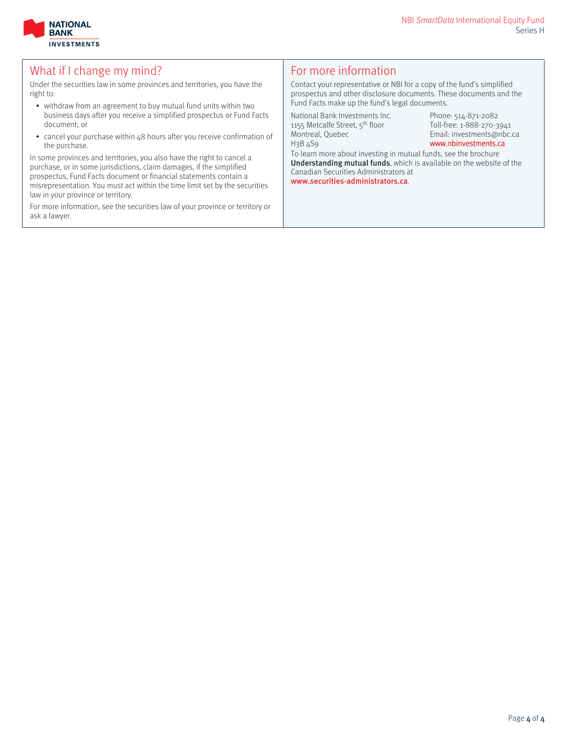## What if I change my mind?

Under the securities law in some provinces and territories, you have the right to:

- withdraw from an agreement to buy mutual fund units within two business days after you receive a simplified prospectus or Fund Facts document; or
- cancel your purchase within 48 hours after you receive confirmation of the purchase.

In some provinces and territories, you also have the right to cancel a purchase, or in some jurisdictions, claim damages, if the simplified prospectus, Fund Facts document or financial statements contain a misrepresentation. You must act within the time limit set by the securities law in your province or territory.

For more information, see the securities law of your province or territory or ask a lawyer.

## For more information

Contact your representative or NBI for a copy of the fund's simplified prospectus and other disclosure documents. These documents and the Fund Facts make up the fund's legal documents.

National Bank Investments Inc.
1155 Metcalfe Street, 5th floor
Montreal, Quebec
H3B 4S9

Phone: 514-871-2082
Toll-free: 1-888-270-3941
Email: investments@nbc.ca
www.nbinvestments.ca

To learn more about investing in mutual funds, see the brochure **Understanding mutual funds**, which is available on the website of the Canadian Securities Administrators at **www.securities-administrators.ca**.